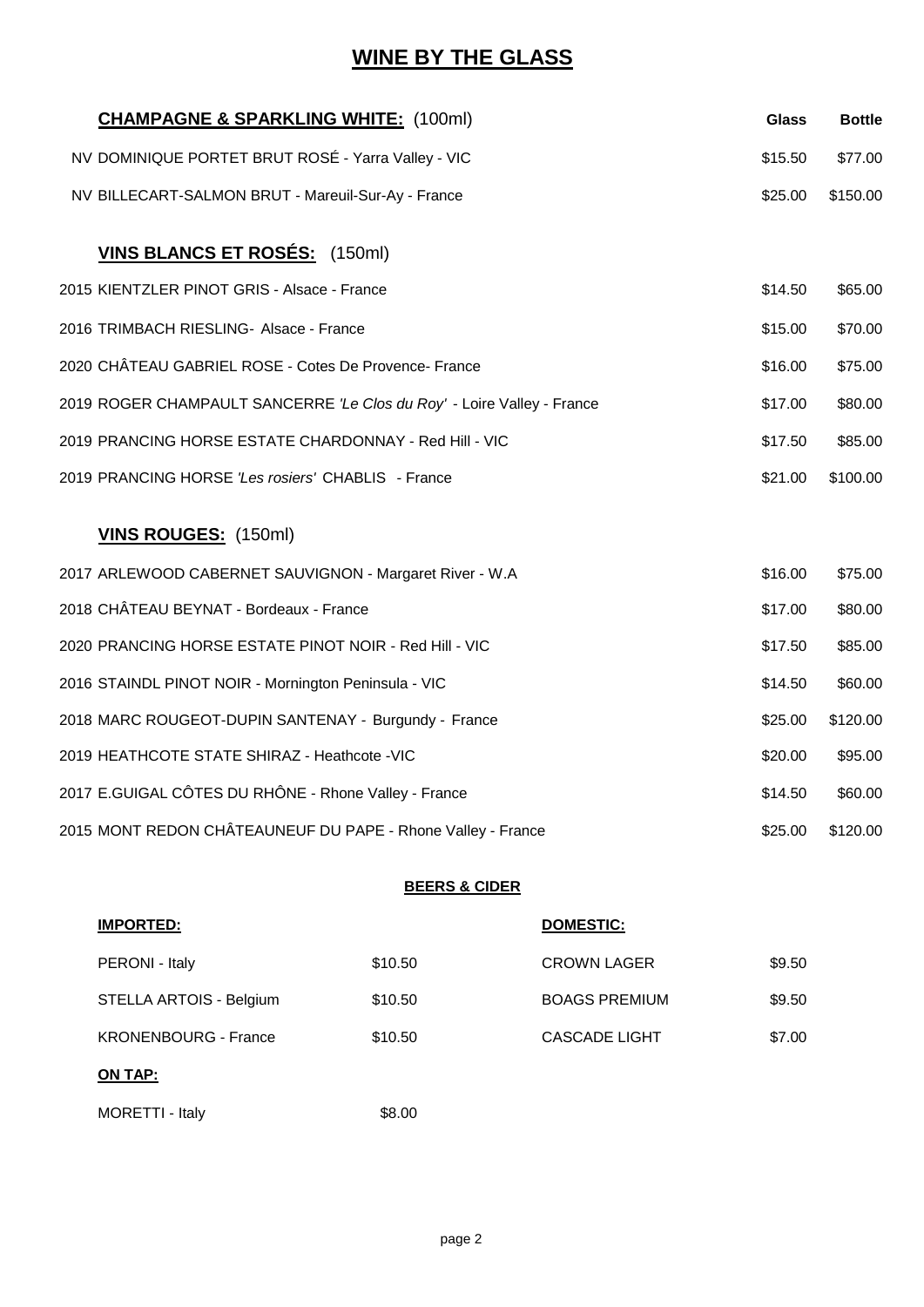# WINE BY THE GLASS

| **CHAMPAGNE & SPARKLING WHITE:** (100ml) | **Glass** | **Bottle** |
|---|---|---|
| NV DOMINIQUE PORTET BRUT ROSÉ - Yarra Valley - VIC | $15.50 | $77.00 |
| NV BILLECART-SALMON BRUT - Mareuil-Sur-Ay - France | $25.00 | $150.00 |

| **VINS BLANCS ET ROSÉS:** (150ml) | | |
|---|---|---|
| 2015 KIENTZLER PINOT GRIS - Alsace - France | $14.50 | $65.00 |
| 2016 TRIMBACH RIESLING- Alsace - France | $15.00 | $70.00 |
| 2020 CHÂTEAU GABRIEL ROSE - Cotes De Provence- France | $16.00 | $75.00 |
| 2019 ROGER CHAMPAULT SANCERRE *'Le Clos du Roy'* - Loire Valley - France | $17.00 | $80.00 |
| 2019 PRANCING HORSE ESTATE CHARDONNAY - Red Hill - VIC | $17.50 | $85.00 |
| 2019 PRANCING HORSE *'Les rosiers'* CHABLIS - France | $21.00 | $100.00 |

| **VINS ROUGES:** (150ml) | | |
|---|---|---|
| 2017 ARLEWOOD CABERNET SAUVIGNON - Margaret River - W.A | $16.00 | $75.00 |
| 2018 CHÂTEAU BEYNAT - Bordeaux - France | $17.00 | $80.00 |
| 2020 PRANCING HORSE ESTATE PINOT NOIR - Red Hill - VIC | $17.50 | $85.00 |
| 2016 STAINDL PINOT NOIR - Mornington Peninsula - VIC | $14.50 | $60.00 |
| 2018 MARC ROUGEOT-DUPIN SANTENAY - Burgundy - France | $25.00 | $120.00 |
| 2019 HEATHCOTE STATE SHIRAZ - Heathcote -VIC | $20.00 | $95.00 |
| 2017 E.GUIGAL CÔTES DU RHÔNE - Rhone Valley - France | $14.50 | $60.00 |
| 2015 MONT REDON CHÂTEAUNEUF DU PAPE - Rhone Valley - France | $25.00 | $120.00 |

## BEERS & CIDER

| **IMPORTED:** | | **DOMESTIC:** | |
|---|---|---|---|
| PERONI - Italy | $10.50 | CROWN LAGER | $9.50 |
| STELLA ARTOIS - Belgium | $10.50 | BOAGS PREMIUM | $9.50 |
| KRONENBOURG - France | $10.50 | CASCADE LIGHT | $7.00 |
| **ON TAP:** | | | |
| MORETTI - Italy | $8.00 | | |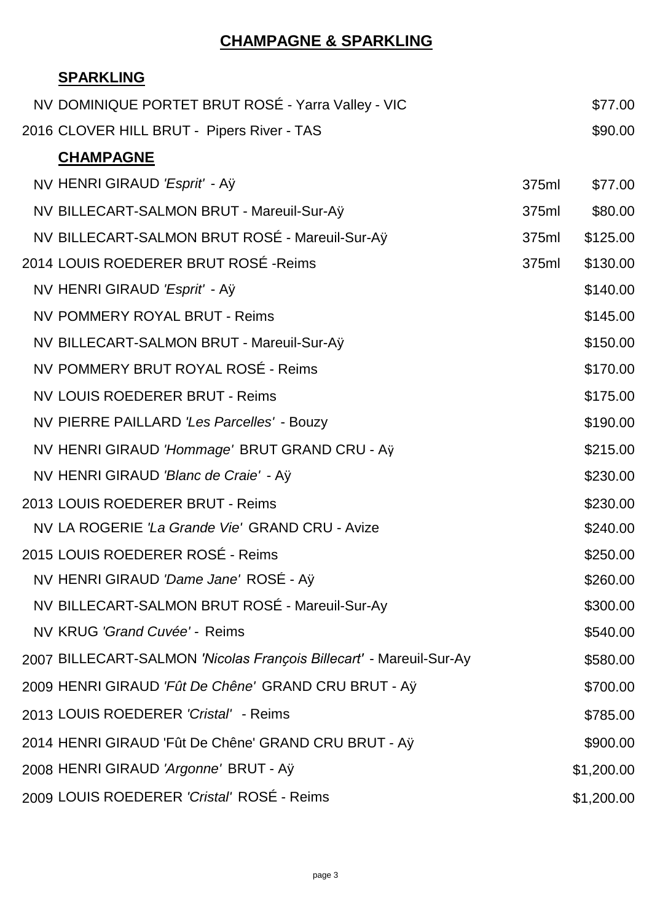# CHAMPAGNE & SPARKLING

## SPARKLING

| Vintage | Wine | Size | Price |
|---|---|---|---|
| NV | DOMINIQUE PORTET BRUT ROSÉ - Yarra Valley - VIC | | \$77.00 |
| 2016 | CLOVER HILL BRUT - Pipers River - TAS | | \$90.00 |

## CHAMPAGNE

| Vintage | Wine | Size | Price |
|---|---|---|---|
| NV | HENRI GIRAUD *'Esprit'* - Aÿ | 375ml | \$77.00 |
| NV | BILLECART-SALMON BRUT - Mareuil-Sur-Aÿ | 375ml | \$80.00 |
| NV | BILLECART-SALMON BRUT ROSÉ - Mareuil-Sur-Aÿ | 375ml | \$125.00 |
| 2014 | LOUIS ROEDERER BRUT ROSÉ -Reims | 375ml | \$130.00 |
| NV | HENRI GIRAUD *'Esprit'* - Aÿ | | \$140.00 |
| NV | POMMERY ROYAL BRUT - Reims | | \$145.00 |
| NV | BILLECART-SALMON BRUT - Mareuil-Sur-Aÿ | | \$150.00 |
| NV | POMMERY BRUT ROYAL ROSÉ - Reims | | \$170.00 |
| NV | LOUIS ROEDERER BRUT - Reims | | \$175.00 |
| NV | PIERRE PAILLARD *'Les Parcelles'* - Bouzy | | \$190.00 |
| NV | HENRI GIRAUD *'Hommage'* BRUT GRAND CRU - Aÿ | | \$215.00 |
| NV | HENRI GIRAUD *'Blanc de Craie'* - Aÿ | | \$230.00 |
| 2013 | LOUIS ROEDERER BRUT - Reims | | \$230.00 |
| NV | LA ROGERIE *'La Grande Vie'* GRAND CRU - Avize | | \$240.00 |
| 2015 | LOUIS ROEDERER ROSÉ - Reims | | \$250.00 |
| NV | HENRI GIRAUD *'Dame Jane'* ROSÉ - Aÿ | | \$260.00 |
| NV | BILLECART-SALMON BRUT ROSÉ - Mareuil-Sur-Ay | | \$300.00 |
| NV | KRUG *'Grand Cuvée'* - Reims | | \$540.00 |
| 2007 | BILLECART-SALMON *'Nicolas François Billecart'* - Mareuil-Sur-Ay | | \$580.00 |
| 2009 | HENRI GIRAUD *'Fût De Chêne'* GRAND CRU BRUT - Aÿ | | \$700.00 |
| 2013 | LOUIS ROEDERER *'Cristal'* - Reims | | \$785.00 |
| 2014 | HENRI GIRAUD 'Fût De Chêne' GRAND CRU BRUT - Aÿ | | \$900.00 |
| 2008 | HENRI GIRAUD *'Argonne'* BRUT - Aÿ | | \$1,200.00 |
| 2009 | LOUIS ROEDERER *'Cristal'* ROSÉ - Reims | | \$1,200.00 |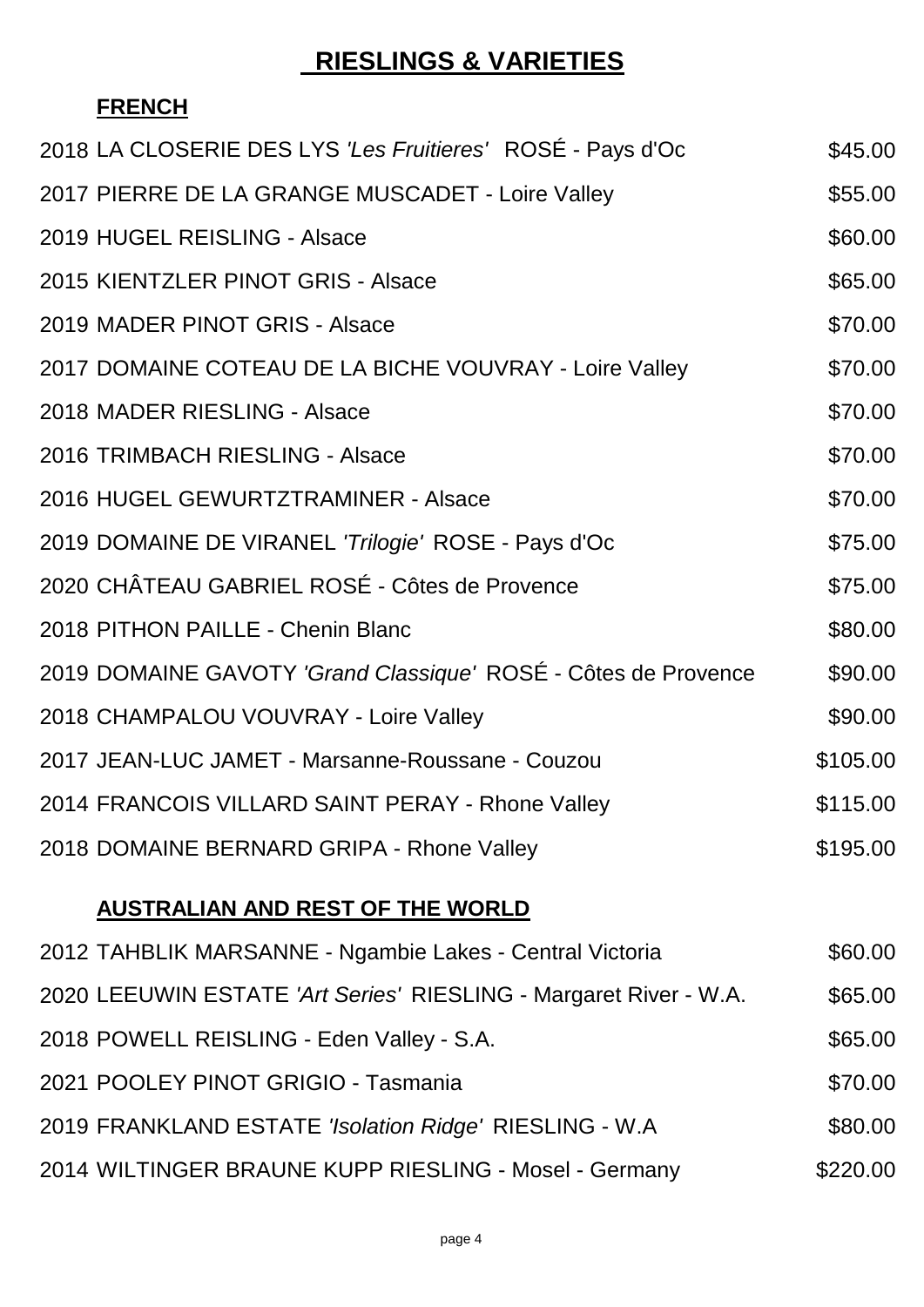# RIESLINGS & VARIETIES

## FRENCH

| Wine | Price |
|---|---|
| 2018 LA CLOSERIE DES LYS *'Les Fruitieres'* ROSÉ - Pays d'Oc | $45.00 |
| 2017 PIERRE DE LA GRANGE MUSCADET - Loire Valley | $55.00 |
| 2019 HUGEL REISLING - Alsace | $60.00 |
| 2015 KIENTZLER PINOT GRIS - Alsace | $65.00 |
| 2019 MADER PINOT GRIS - Alsace | $70.00 |
| 2017 DOMAINE COTEAU DE LA BICHE VOUVRAY - Loire Valley | $70.00 |
| 2018 MADER RIESLING - Alsace | $70.00 |
| 2016 TRIMBACH RIESLING - Alsace | $70.00 |
| 2016 HUGEL GEWURTZTRAMINER - Alsace | $70.00 |
| 2019 DOMAINE DE VIRANEL *'Trilogie'* ROSE - Pays d'Oc | $75.00 |
| 2020 CHÂTEAU GABRIEL ROSÉ - Côtes de Provence | $75.00 |
| 2018 PITHON PAILLE - Chenin Blanc | $80.00 |
| 2019 DOMAINE GAVOTY *'Grand Classique'* ROSÉ - Côtes de Provence | $90.00 |
| 2018 CHAMPALOU VOUVRAY - Loire Valley | $90.00 |
| 2017 JEAN-LUC JAMET - Marsanne-Roussane - Couzou | $105.00 |
| 2014 FRANCOIS VILLARD SAINT PERAY - Rhone Valley | $115.00 |
| 2018 DOMAINE BERNARD GRIPA - Rhone Valley | $195.00 |

## AUSTRALIAN AND REST OF THE WORLD

| Wine | Price |
|---|---|
| 2012 TAHBLIK MARSANNE - Ngambie Lakes - Central Victoria | $60.00 |
| 2020 LEEUWIN ESTATE *'Art Series'* RIESLING - Margaret River - W.A. | $65.00 |
| 2018 POWELL REISLING - Eden Valley - S.A. | $65.00 |
| 2021 POOLEY PINOT GRIGIO - Tasmania | $70.00 |
| 2019 FRANKLAND ESTATE *'Isolation Ridge'* RIESLING - W.A | $80.00 |
| 2014 WILTINGER BRAUNE KUPP RIESLING - Mosel - Germany | $220.00 |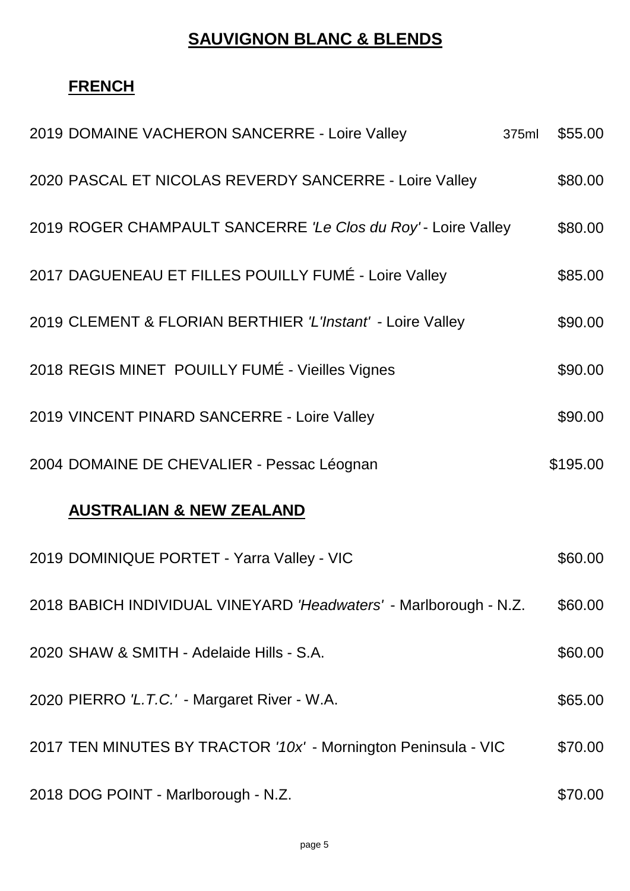# SAUVIGNON BLANC & BLENDS

## FRENCH

| | | |
|---|---|---|
| 2019 DOMAINE VACHERON SANCERRE - Loire Valley | 375ml | $55.00 |
| 2020 PASCAL ET NICOLAS REVERDY SANCERRE - Loire Valley | | $80.00 |
| 2019 ROGER CHAMPAULT SANCERRE *'Le Clos du Roy'* - Loire Valley | | $80.00 |
| 2017 DAGUENEAU ET FILLES POUILLY FUMÉ - Loire Valley | | $85.00 |
| 2019 CLEMENT & FLORIAN BERTHIER *'L'Instant'* - Loire Valley | | $90.00 |
| 2018 REGIS MINET POUILLY FUMÉ - Vieilles Vignes | | $90.00 |
| 2019 VINCENT PINARD SANCERRE - Loire Valley | | $90.00 |
| 2004 DOMAINE DE CHEVALIER - Pessac Léognan | | $195.00 |

## AUSTRALIAN & NEW ZEALAND

| | |
|---|---|
| 2019 DOMINIQUE PORTET - Yarra Valley - VIC | $60.00 |
| 2018 BABICH INDIVIDUAL VINEYARD *'Headwaters'* - Marlborough - N.Z. | $60.00 |
| 2020 SHAW & SMITH - Adelaide Hills - S.A. | $60.00 |
| 2020 PIERRO *'L.T.C.'* - Margaret River - W.A. | $65.00 |
| 2017 TEN MINUTES BY TRACTOR *'10x'* - Mornington Peninsula - VIC | $70.00 |
| 2018 DOG POINT - Marlborough - N.Z. | $70.00 |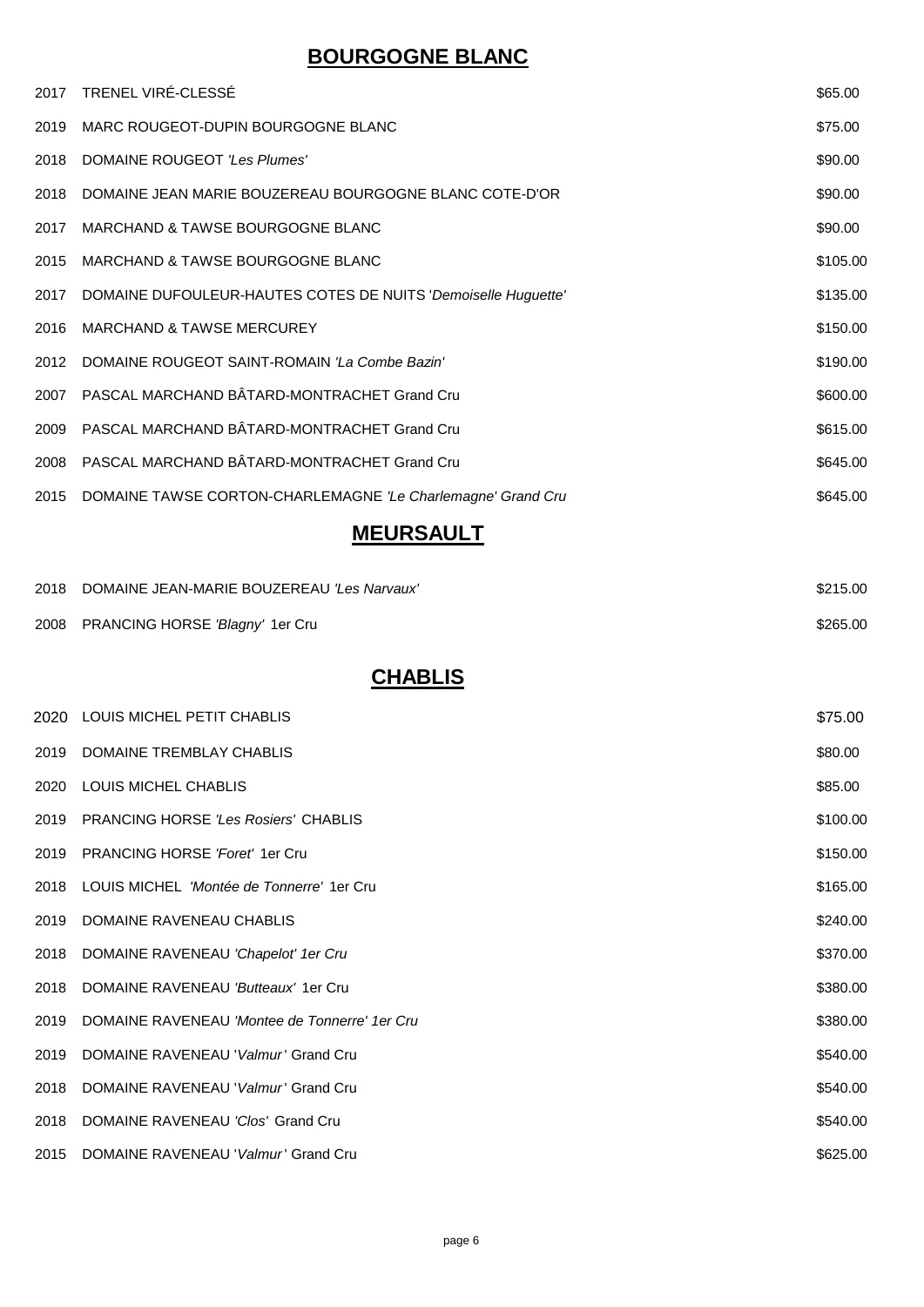## BOURGOGNE BLANC

| | | |
|---|---|---|
| 2017 | TRENEL VIRÉ-CLESSÉ | $65.00 |
| 2019 | MARC ROUGEOT-DUPIN BOURGOGNE BLANC | $75.00 |
| 2018 | DOMAINE ROUGEOT *'Les Plumes'* | $90.00 |
| 2018 | DOMAINE JEAN MARIE BOUZEREAU BOURGOGNE BLANC COTE-D'OR | $90.00 |
| 2017 | MARCHAND & TAWSE BOURGOGNE BLANC | $90.00 |
| 2015 | MARCHAND & TAWSE BOURGOGNE BLANC | $105.00 |
| 2017 | DOMAINE DUFOULEUR-HAUTES COTES DE NUITS *'Demoiselle Huguette'* | $135.00 |
| 2016 | MARCHAND & TAWSE MERCUREY | $150.00 |
| 2012 | DOMAINE ROUGEOT SAINT-ROMAIN *'La Combe Bazin'* | $190.00 |
| 2007 | PASCAL MARCHAND BÂTARD-MONTRACHET Grand Cru | $600.00 |
| 2009 | PASCAL MARCHAND BÂTARD-MONTRACHET Grand Cru | $615.00 |
| 2008 | PASCAL MARCHAND BÂTARD-MONTRACHET Grand Cru | $645.00 |
| 2015 | DOMAINE TAWSE CORTON-CHARLEMAGNE *'Le Charlemagne' Grand Cru* | $645.00 |

## MEURSAULT

| | | |
|---|---|---|
| 2018 | DOMAINE JEAN-MARIE BOUZEREAU *'Les Narvaux'* | $215.00 |
| 2008 | PRANCING HORSE *'Blagny'* 1er Cru | $265.00 |

## CHABLIS

| | | |
|---|---|---|
| 2020 | LOUIS MICHEL PETIT CHABLIS | $75.00 |
| 2019 | DOMAINE TREMBLAY CHABLIS | $80.00 |
| 2020 | LOUIS MICHEL CHABLIS | $85.00 |
| 2019 | PRANCING HORSE *'Les Rosiers'* CHABLIS | $100.00 |
| 2019 | PRANCING HORSE *'Foret'* 1er Cru | $150.00 |
| 2018 | LOUIS MICHEL *'Montée de Tonnerre'* 1er Cru | $165.00 |
| 2019 | DOMAINE RAVENEAU CHABLIS | $240.00 |
| 2018 | DOMAINE RAVENEAU *'Chapelot' 1er Cru* | $370.00 |
| 2018 | DOMAINE RAVENEAU *'Butteaux'* 1er Cru | $380.00 |
| 2019 | DOMAINE RAVENEAU *'Montee de Tonnerre' 1er Cru* | $380.00 |
| 2019 | DOMAINE RAVENEAU '*Valmur*' Grand Cru | $540.00 |
| 2018 | DOMAINE RAVENEAU '*Valmur*' Grand Cru | $540.00 |
| 2018 | DOMAINE RAVENEAU *'Clos'* Grand Cru | $540.00 |
| 2015 | DOMAINE RAVENEAU '*Valmur*' Grand Cru | $625.00 |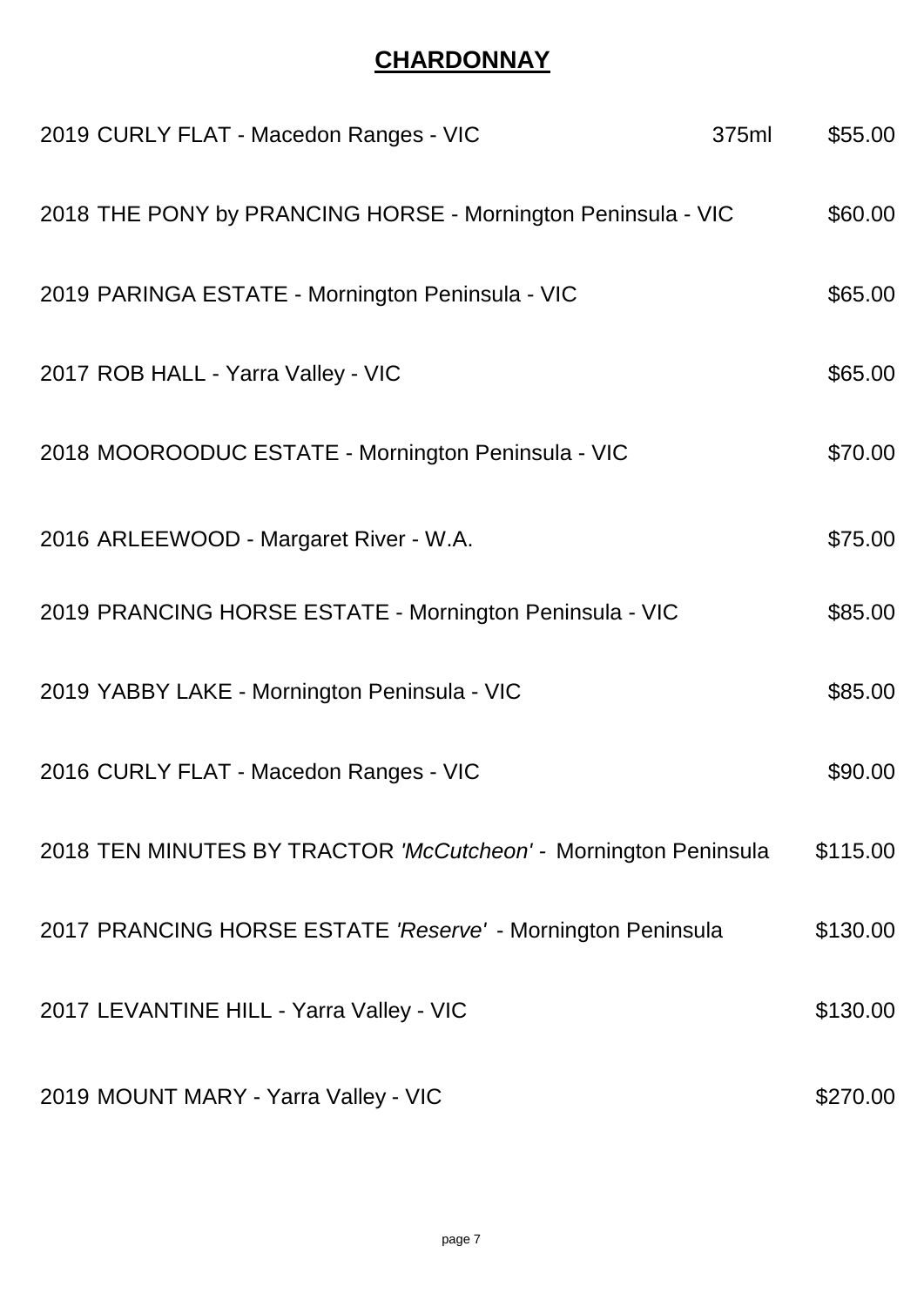## CHARDONNAY

| Wine | Size | Price |
|---|---|---|
| 2019 CURLY FLAT - Macedon Ranges - VIC | 375ml | $55.00 |
| 2018 THE PONY by PRANCING HORSE - Mornington Peninsula - VIC | | $60.00 |
| 2019 PARINGA ESTATE - Mornington Peninsula - VIC | | $65.00 |
| 2017 ROB HALL - Yarra Valley - VIC | | $65.00 |
| 2018 MOOROODUC ESTATE - Mornington Peninsula - VIC | | $70.00 |
| 2016 ARLEEWOOD - Margaret River - W.A. | | $75.00 |
| 2019 PRANCING HORSE ESTATE - Mornington Peninsula - VIC | | $85.00 |
| 2019 YABBY LAKE - Mornington Peninsula - VIC | | $85.00 |
| 2016 CURLY FLAT - Macedon Ranges - VIC | | $90.00 |
| 2018 TEN MINUTES BY TRACTOR *'McCutcheon'* - Mornington Peninsula | | $115.00 |
| 2017 PRANCING HORSE ESTATE *'Reserve'* - Mornington Peninsula | | $130.00 |
| 2017 LEVANTINE HILL - Yarra Valley - VIC | | $130.00 |
| 2019 MOUNT MARY - Yarra Valley - VIC | | $270.00 |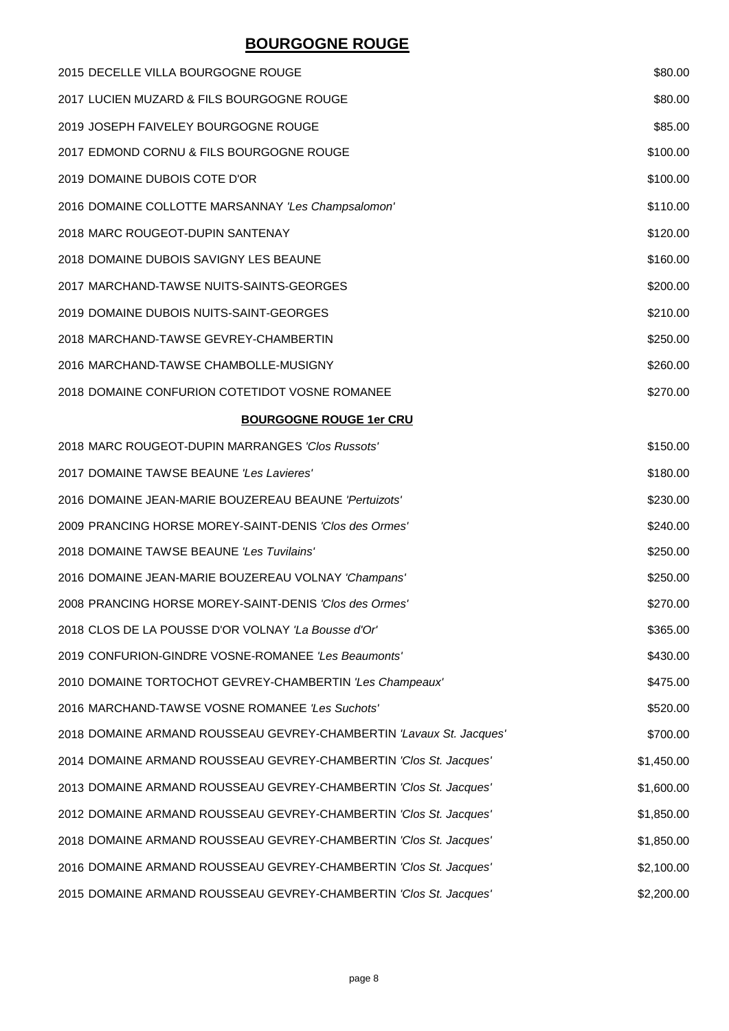## BOURGOGNE ROUGE

| Wine | Price |
|---|---|
| 2015 DECELLE VILLA BOURGOGNE ROUGE | \$80.00 |
| 2017 LUCIEN MUZARD & FILS BOURGOGNE ROUGE | \$80.00 |
| 2019 JOSEPH FAIVELEY BOURGOGNE ROUGE | \$85.00 |
| 2017 EDMOND CORNU & FILS BOURGOGNE ROUGE | \$100.00 |
| 2019 DOMAINE DUBOIS COTE D'OR | \$100.00 |
| 2016 DOMAINE COLLOTTE MARSANNAY *'Les Champsalomon'* | \$110.00 |
| 2018 MARC ROUGEOT-DUPIN SANTENAY | \$120.00 |
| 2018 DOMAINE DUBOIS SAVIGNY LES BEAUNE | \$160.00 |
| 2017 MARCHAND-TAWSE NUITS-SAINTS-GEORGES | \$200.00 |
| 2019 DOMAINE DUBOIS NUITS-SAINT-GEORGES | \$210.00 |
| 2018 MARCHAND-TAWSE GEVREY-CHAMBERTIN | \$250.00 |
| 2016 MARCHAND-TAWSE CHAMBOLLE-MUSIGNY | \$260.00 |
| 2018 DOMAINE CONFURION COTETIDOT VOSNE ROMANEE | \$270.00 |

### BOURGOGNE ROUGE 1er CRU

| Wine | Price |
|---|---|
| 2018 MARC ROUGEOT-DUPIN MARRANGES *'Clos Russots'* | \$150.00 |
| 2017 DOMAINE TAWSE BEAUNE *'Les Lavieres'* | \$180.00 |
| 2016 DOMAINE JEAN-MARIE BOUZEREAU BEAUNE *'Pertuizots'* | \$230.00 |
| 2009 PRANCING HORSE MOREY-SAINT-DENIS *'Clos des Ormes'* | \$240.00 |
| 2018 DOMAINE TAWSE BEAUNE *'Les Tuvilains'* | \$250.00 |
| 2016 DOMAINE JEAN-MARIE BOUZEREAU VOLNAY *'Champans'* | \$250.00 |
| 2008 PRANCING HORSE MOREY-SAINT-DENIS *'Clos des Ormes'* | \$270.00 |
| 2018 CLOS DE LA POUSSE D'OR VOLNAY *'La Bousse d'Or'* | \$365.00 |
| 2019 CONFURION-GINDRE VOSNE-ROMANEE *'Les Beaumonts'* | \$430.00 |
| 2010 DOMAINE TORTOCHOT GEVREY-CHAMBERTIN *'Les Champeaux'* | \$475.00 |
| 2016 MARCHAND-TAWSE VOSNE ROMANEE *'Les Suchots'* | \$520.00 |
| 2018 DOMAINE ARMAND ROUSSEAU GEVREY-CHAMBERTIN *'Lavaux St. Jacques'* | \$700.00 |
| 2014 DOMAINE ARMAND ROUSSEAU GEVREY-CHAMBERTIN *'Clos St. Jacques'* | \$1,450.00 |
| 2013 DOMAINE ARMAND ROUSSEAU GEVREY-CHAMBERTIN *'Clos St. Jacques'* | \$1,600.00 |
| 2012 DOMAINE ARMAND ROUSSEAU GEVREY-CHAMBERTIN *'Clos St. Jacques'* | \$1,850.00 |
| 2018 DOMAINE ARMAND ROUSSEAU GEVREY-CHAMBERTIN *'Clos St. Jacques'* | \$1,850.00 |
| 2016 DOMAINE ARMAND ROUSSEAU GEVREY-CHAMBERTIN *'Clos St. Jacques'* | \$2,100.00 |
| 2015 DOMAINE ARMAND ROUSSEAU GEVREY-CHAMBERTIN *'Clos St. Jacques'* | \$2,200.00 |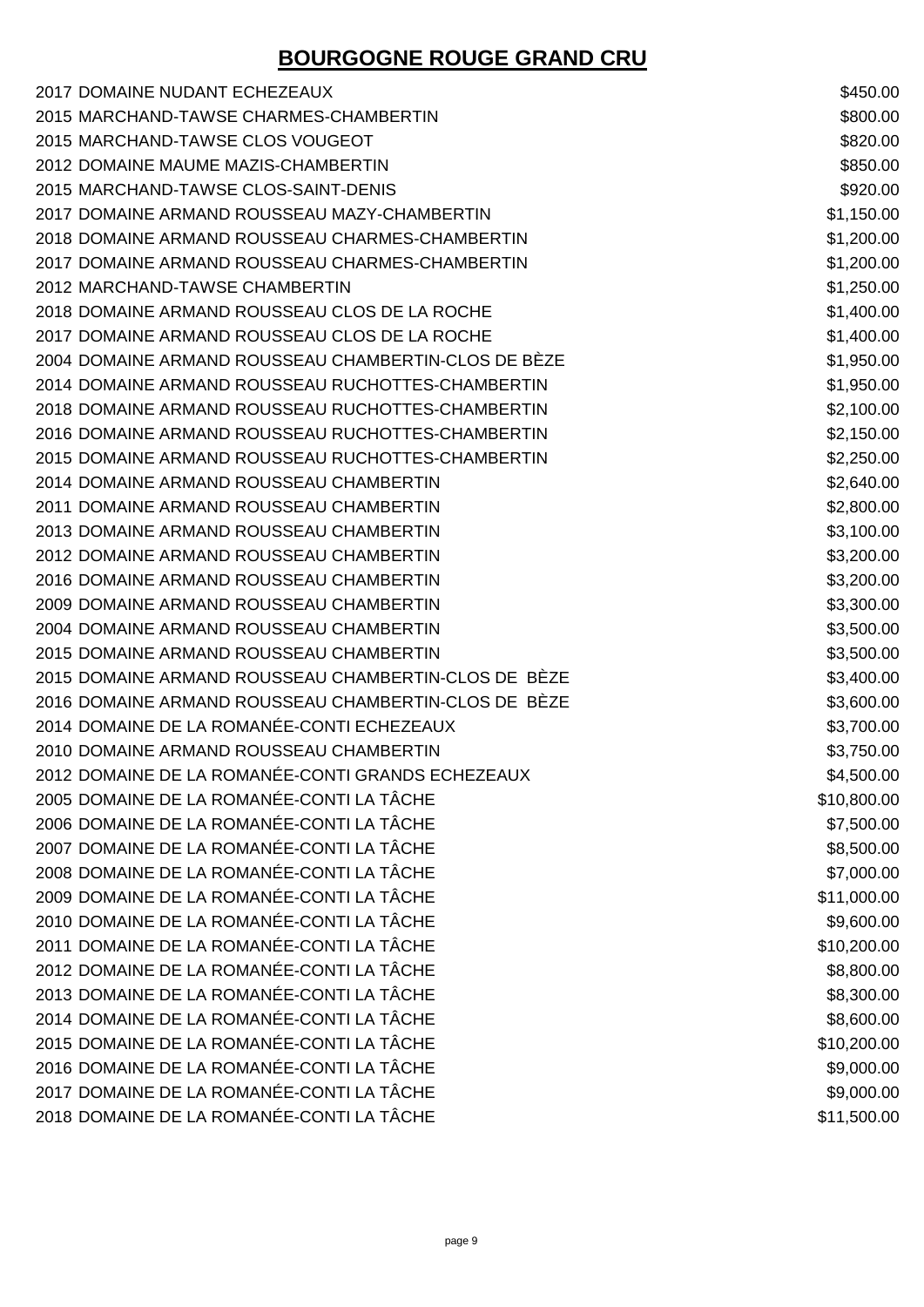# BOURGOGNE ROUGE GRAND CRU

| | |
|---|---|
| 2017 DOMAINE NUDANT ECHEZEAUX | $450.00 |
| 2015 MARCHAND-TAWSE CHARMES-CHAMBERTIN | $800.00 |
| 2015 MARCHAND-TAWSE CLOS VOUGEOT | $820.00 |
| 2012 DOMAINE MAUME MAZIS-CHAMBERTIN | $850.00 |
| 2015 MARCHAND-TAWSE CLOS-SAINT-DENIS | $920.00 |
| 2017 DOMAINE ARMAND ROUSSEAU MAZY-CHAMBERTIN | $1,150.00 |
| 2018 DOMAINE ARMAND ROUSSEAU CHARMES-CHAMBERTIN | $1,200.00 |
| 2017 DOMAINE ARMAND ROUSSEAU CHARMES-CHAMBERTIN | $1,200.00 |
| 2012 MARCHAND-TAWSE CHAMBERTIN | $1,250.00 |
| 2018 DOMAINE ARMAND ROUSSEAU CLOS DE LA ROCHE | $1,400.00 |
| 2017 DOMAINE ARMAND ROUSSEAU CLOS DE LA ROCHE | $1,400.00 |
| 2004 DOMAINE ARMAND ROUSSEAU CHAMBERTIN-CLOS DE BÈZE | $1,950.00 |
| 2014 DOMAINE ARMAND ROUSSEAU RUCHOTTES-CHAMBERTIN | $1,950.00 |
| 2018 DOMAINE ARMAND ROUSSEAU RUCHOTTES-CHAMBERTIN | $2,100.00 |
| 2016 DOMAINE ARMAND ROUSSEAU RUCHOTTES-CHAMBERTIN | $2,150.00 |
| 2015 DOMAINE ARMAND ROUSSEAU RUCHOTTES-CHAMBERTIN | $2,250.00 |
| 2014 DOMAINE ARMAND ROUSSEAU CHAMBERTIN | $2,640.00 |
| 2011 DOMAINE ARMAND ROUSSEAU CHAMBERTIN | $2,800.00 |
| 2013 DOMAINE ARMAND ROUSSEAU CHAMBERTIN | $3,100.00 |
| 2012 DOMAINE ARMAND ROUSSEAU CHAMBERTIN | $3,200.00 |
| 2016 DOMAINE ARMAND ROUSSEAU CHAMBERTIN | $3,200.00 |
| 2009 DOMAINE ARMAND ROUSSEAU CHAMBERTIN | $3,300.00 |
| 2004 DOMAINE ARMAND ROUSSEAU CHAMBERTIN | $3,500.00 |
| 2015 DOMAINE ARMAND ROUSSEAU CHAMBERTIN | $3,500.00 |
| 2015 DOMAINE ARMAND ROUSSEAU CHAMBERTIN-CLOS DE BÈZE | $3,400.00 |
| 2016 DOMAINE ARMAND ROUSSEAU CHAMBERTIN-CLOS DE BÈZE | $3,600.00 |
| 2014 DOMAINE DE LA ROMANÉE-CONTI ECHEZEAUX | $3,700.00 |
| 2010 DOMAINE ARMAND ROUSSEAU CHAMBERTIN | $3,750.00 |
| 2012 DOMAINE DE LA ROMANÉE-CONTI GRANDS ECHEZEAUX | $4,500.00 |
| 2005 DOMAINE DE LA ROMANÉE-CONTI LA TÂCHE | $10,800.00 |
| 2006 DOMAINE DE LA ROMANÉE-CONTI LA TÂCHE | $7,500.00 |
| 2007 DOMAINE DE LA ROMANÉE-CONTI LA TÂCHE | $8,500.00 |
| 2008 DOMAINE DE LA ROMANÉE-CONTI LA TÂCHE | $7,000.00 |
| 2009 DOMAINE DE LA ROMANÉE-CONTI LA TÂCHE | $11,000.00 |
| 2010 DOMAINE DE LA ROMANÉE-CONTI LA TÂCHE | $9,600.00 |
| 2011 DOMAINE DE LA ROMANÉE-CONTI LA TÂCHE | $10,200.00 |
| 2012 DOMAINE DE LA ROMANÉE-CONTI LA TÂCHE | $8,800.00 |
| 2013 DOMAINE DE LA ROMANÉE-CONTI LA TÂCHE | $8,300.00 |
| 2014 DOMAINE DE LA ROMANÉE-CONTI LA TÂCHE | $8,600.00 |
| 2015 DOMAINE DE LA ROMANÉE-CONTI LA TÂCHE | $10,200.00 |
| 2016 DOMAINE DE LA ROMANÉE-CONTI LA TÂCHE | $9,000.00 |
| 2017 DOMAINE DE LA ROMANÉE-CONTI LA TÂCHE | $9,000.00 |
| 2018 DOMAINE DE LA ROMANÉE-CONTI LA TÂCHE | $11,500.00 |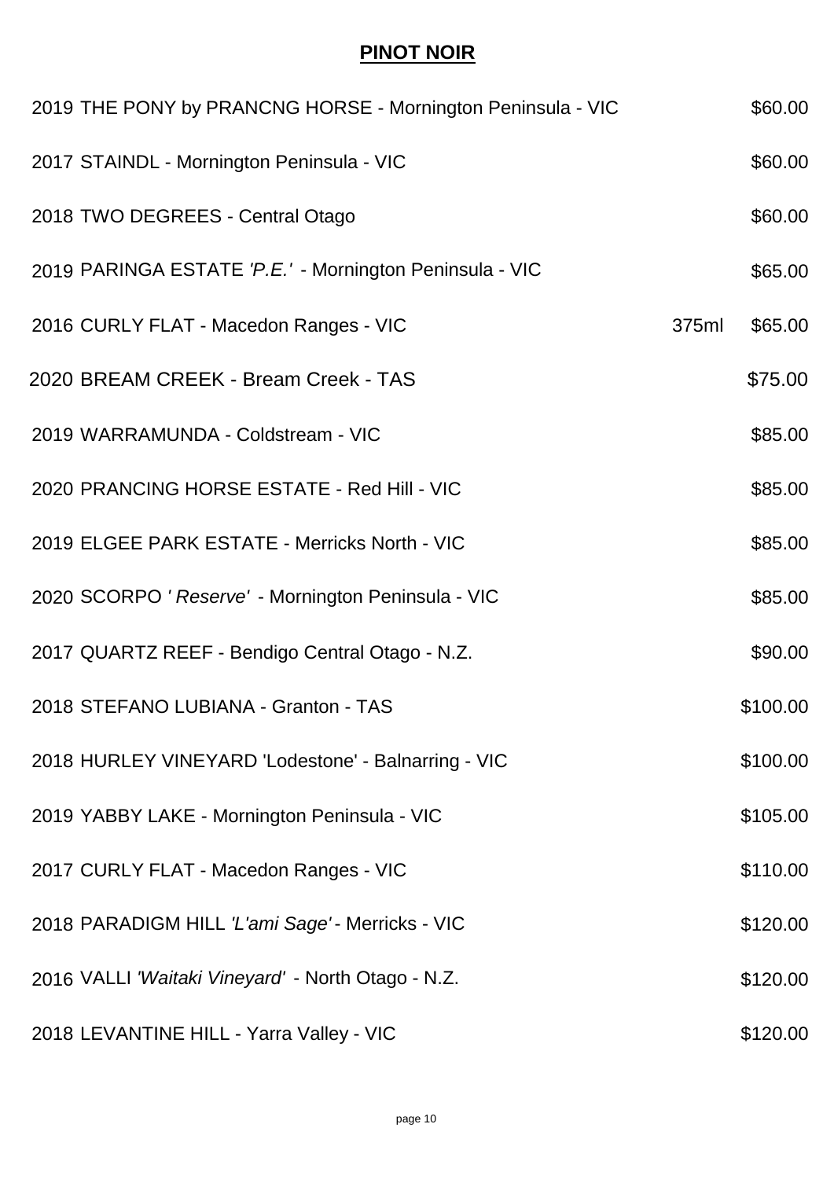# **PINOT NOIR**

| | | |
|---|---|---|
| 2019 THE PONY by PRANCNG HORSE - Mornington Peninsula - VIC | | $60.00 |
| 2017 STAINDL - Mornington Peninsula - VIC | | $60.00 |
| 2018 TWO DEGREES - Central Otago | | $60.00 |
| 2019 PARINGA ESTATE *'P.E.'* - Mornington Peninsula - VIC | | $65.00 |
| 2016 CURLY FLAT - Macedon Ranges - VIC | 375ml | $65.00 |
| 2020 BREAM CREEK - Bream Creek - TAS | | $75.00 |
| 2019 WARRAMUNDA - Coldstream - VIC | | $85.00 |
| 2020 PRANCING HORSE ESTATE - Red Hill - VIC | | $85.00 |
| 2019 ELGEE PARK ESTATE - Merricks North - VIC | | $85.00 |
| 2020 SCORPO *' Reserve'* - Mornington Peninsula - VIC | | $85.00 |
| 2017 QUARTZ REEF - Bendigo Central Otago - N.Z. | | $90.00 |
| 2018 STEFANO LUBIANA - Granton - TAS | | $100.00 |
| 2018 HURLEY VINEYARD 'Lodestone' - Balnarring - VIC | | $100.00 |
| 2019 YABBY LAKE - Mornington Peninsula - VIC | | $105.00 |
| 2017 CURLY FLAT - Macedon Ranges - VIC | | $110.00 |
| 2018 PARADIGM HILL *'L'ami Sage'* - Merricks - VIC | | $120.00 |
| 2016 VALLI *'Waitaki Vineyard'* - North Otago - N.Z. | | $120.00 |
| 2018 LEVANTINE HILL - Yarra Valley - VIC | | $120.00 |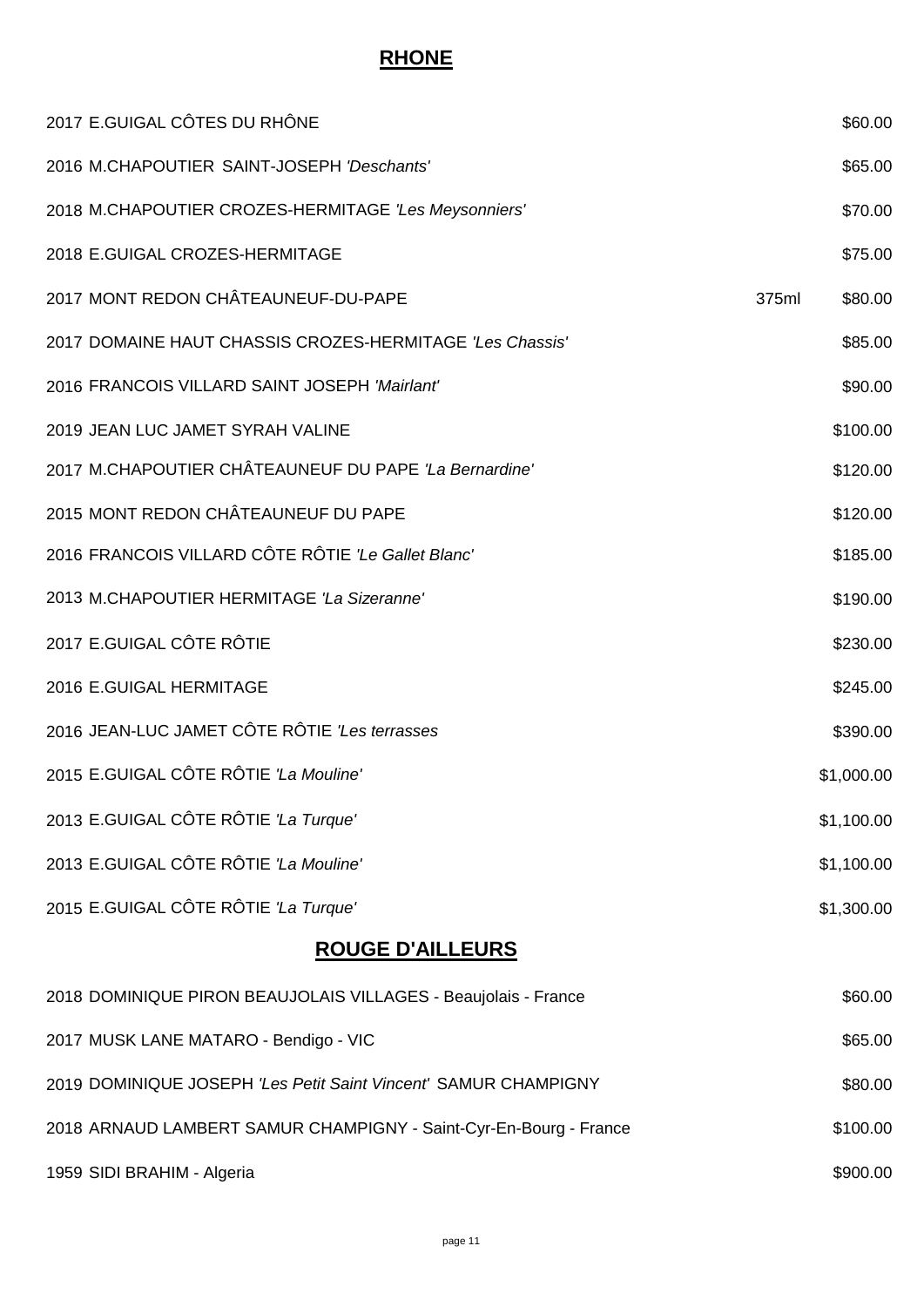## RHONE

| | | |
|---|---|---|
| 2017 E.GUIGAL CÔTES DU RHÔNE | | \$60.00 |
| 2016 M.CHAPOUTIER SAINT-JOSEPH *'Deschants'* | | \$65.00 |
| 2018 M.CHAPOUTIER CROZES-HERMITAGE *'Les Meysonniers'* | | \$70.00 |
| 2018 E.GUIGAL CROZES-HERMITAGE | | \$75.00 |
| 2017 MONT REDON CHÂTEAUNEUF-DU-PAPE | 375ml | \$80.00 |
| 2017 DOMAINE HAUT CHASSIS CROZES-HERMITAGE *'Les Chassis'* | | \$85.00 |
| 2016 FRANCOIS VILLARD SAINT JOSEPH *'Mairlant'* | | \$90.00 |
| 2019 JEAN LUC JAMET SYRAH VALINE | | \$100.00 |
| 2017 M.CHAPOUTIER CHÂTEAUNEUF DU PAPE *'La Bernardine'* | | \$120.00 |
| 2015 MONT REDON CHÂTEAUNEUF DU PAPE | | \$120.00 |
| 2016 FRANCOIS VILLARD CÔTE RÔTIE *'Le Gallet Blanc'* | | \$185.00 |
| 2013 M.CHAPOUTIER HERMITAGE *'La Sizeranne'* | | \$190.00 |
| 2017 E.GUIGAL CÔTE RÔTIE | | \$230.00 |
| 2016 E.GUIGAL HERMITAGE | | \$245.00 |
| 2016 JEAN-LUC JAMET CÔTE RÔTIE *'Les terrasses* | | \$390.00 |
| 2015 E.GUIGAL CÔTE RÔTIE *'La Mouline'* | | \$1,000.00 |
| 2013 E.GUIGAL CÔTE RÔTIE *'La Turque'* | | \$1,100.00 |
| 2013 E.GUIGAL CÔTE RÔTIE *'La Mouline'* | | \$1,100.00 |
| 2015 E.GUIGAL CÔTE RÔTIE *'La Turque'* | | \$1,300.00 |

## ROUGE D'AILLEURS

| | |
|---|---|
| 2018 DOMINIQUE PIRON BEAUJOLAIS VILLAGES - Beaujolais - France | \$60.00 |
| 2017 MUSK LANE MATARO - Bendigo - VIC | \$65.00 |
| 2019 DOMINIQUE JOSEPH *'Les Petit Saint Vincent'* SAMUR CHAMPIGNY | \$80.00 |
| 2018 ARNAUD LAMBERT SAMUR CHAMPIGNY - Saint-Cyr-En-Bourg - France | \$100.00 |
| 1959 SIDI BRAHIM - Algeria | \$900.00 |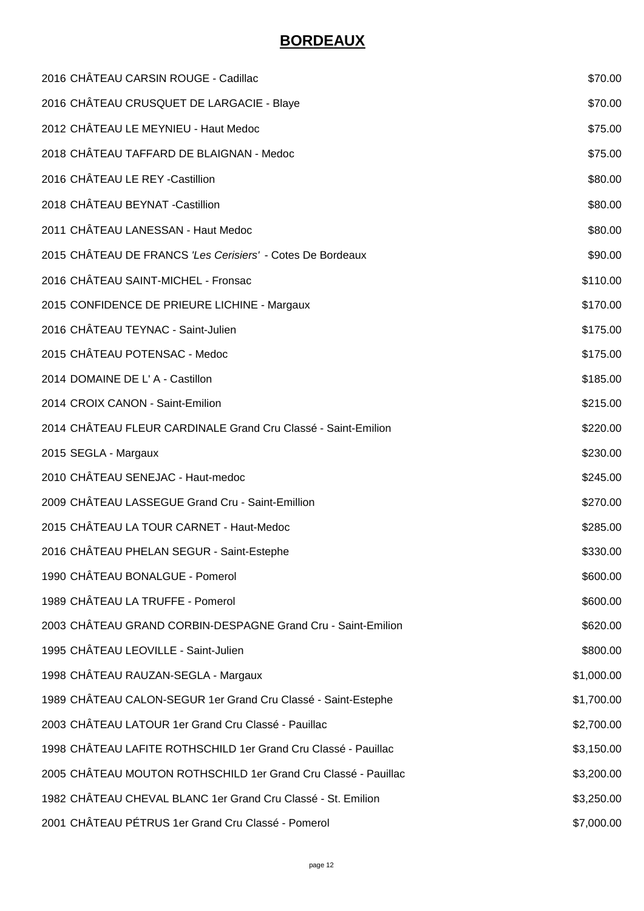# BORDEAUX

| | |
|---|---|
| 2016 CHÂTEAU CARSIN ROUGE - Cadillac | $70.00 |
| 2016 CHÂTEAU CRUSQUET DE LARGACIE - Blaye | $70.00 |
| 2012 CHÂTEAU LE MEYNIEU - Haut Medoc | $75.00 |
| 2018 CHÂTEAU TAFFARD DE BLAIGNAN - Medoc | $75.00 |
| 2016 CHÂTEAU LE REY -Castillion | $80.00 |
| 2018 CHÂTEAU BEYNAT -Castillion | $80.00 |
| 2011 CHÂTEAU LANESSAN - Haut Medoc | $80.00 |
| 2015 CHÂTEAU DE FRANCS *'Les Cerisiers'* - Cotes De Bordeaux | $90.00 |
| 2016 CHÂTEAU SAINT-MICHEL - Fronsac | $110.00 |
| 2015 CONFIDENCE DE PRIEURE LICHINE - Margaux | $170.00 |
| 2016 CHÂTEAU TEYNAC - Saint-Julien | $175.00 |
| 2015 CHÂTEAU POTENSAC - Medoc | $175.00 |
| 2014 DOMAINE DE L' A - Castillon | $185.00 |
| 2014 CROIX CANON - Saint-Emilion | $215.00 |
| 2014 CHÂTEAU FLEUR CARDINALE Grand Cru Classé - Saint-Emilion | $220.00 |
| 2015 SEGLA - Margaux | $230.00 |
| 2010 CHÂTEAU SENEJAC - Haut-medoc | $245.00 |
| 2009 CHÂTEAU LASSEGUE Grand Cru - Saint-Emillion | $270.00 |
| 2015 CHÂTEAU LA TOUR CARNET - Haut-Medoc | $285.00 |
| 2016 CHÂTEAU PHELAN SEGUR - Saint-Estephe | $330.00 |
| 1990 CHÂTEAU BONALGUE - Pomerol | $600.00 |
| 1989 CHÂTEAU LA TRUFFE - Pomerol | $600.00 |
| 2003 CHÂTEAU GRAND CORBIN-DESPAGNE Grand Cru - Saint-Emilion | $620.00 |
| 1995 CHÂTEAU LEOVILLE - Saint-Julien | $800.00 |
| 1998 CHÂTEAU RAUZAN-SEGLA - Margaux | $1,000.00 |
| 1989 CHÂTEAU CALON-SEGUR 1er Grand Cru Classé - Saint-Estephe | $1,700.00 |
| 2003 CHÂTEAU LATOUR 1er Grand Cru Classé - Pauillac | $2,700.00 |
| 1998 CHÂTEAU LAFITE ROTHSCHILD 1er Grand Cru Classé - Pauillac | $3,150.00 |
| 2005 CHÂTEAU MOUTON ROTHSCHILD 1er Grand Cru Classé - Pauillac | $3,200.00 |
| 1982 CHÂTEAU CHEVAL BLANC 1er Grand Cru Classé - St. Emilion | $3,250.00 |
| 2001 CHÂTEAU PÉTRUS 1er Grand Cru Classé - Pomerol | $7,000.00 |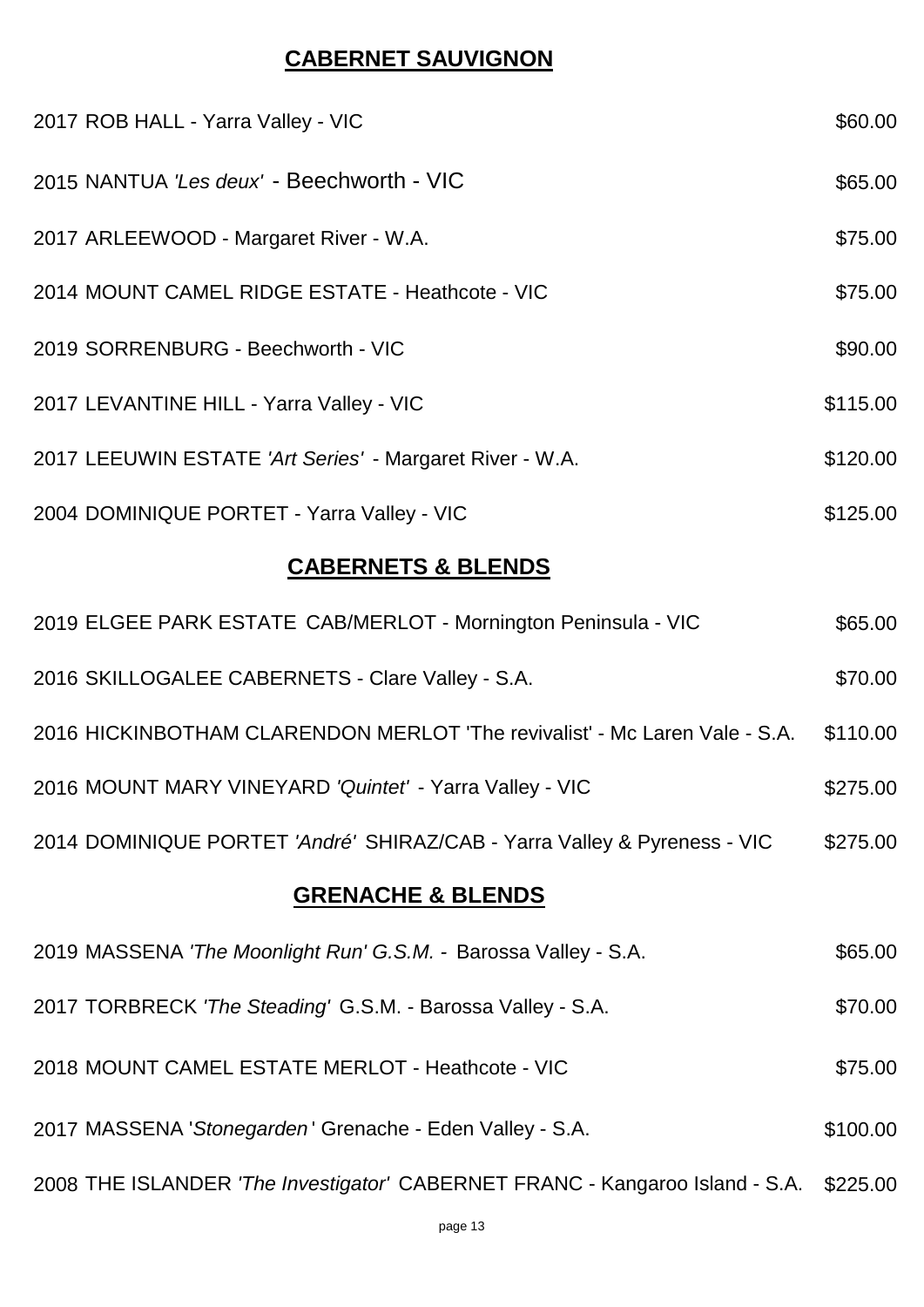## CABERNET SAUVIGNON

| | |
|---|---|
| 2017 ROB HALL - Yarra Valley - VIC | $60.00 |
| 2015 NANTUA *'Les deux'* - Beechworth - VIC | $65.00 |
| 2017 ARLEEWOOD - Margaret River - W.A. | $75.00 |
| 2014 MOUNT CAMEL RIDGE ESTATE - Heathcote - VIC | $75.00 |
| 2019 SORRENBURG - Beechworth - VIC | $90.00 |
| 2017 LEVANTINE HILL - Yarra Valley - VIC | $115.00 |
| 2017 LEEUWIN ESTATE *'Art Series'* - Margaret River - W.A. | $120.00 |
| 2004 DOMINIQUE PORTET - Yarra Valley - VIC | $125.00 |

## CABERNETS & BLENDS

| | |
|---|---|
| 2019 ELGEE PARK ESTATE CAB/MERLOT - Mornington Peninsula - VIC | $65.00 |
| 2016 SKILLOGALEE CABERNETS - Clare Valley - S.A. | $70.00 |
| 2016 HICKINBOTHAM CLARENDON MERLOT 'The revivalist' - Mc Laren Vale - S.A. | $110.00 |
| 2016 MOUNT MARY VINEYARD *'Quintet'* - Yarra Valley - VIC | $275.00 |
| 2014 DOMINIQUE PORTET *'André'* SHIRAZ/CAB - Yarra Valley & Pyreness - VIC | $275.00 |

## GRENACHE & BLENDS

| | |
|---|---|
| 2019 MASSENA *'The Moonlight Run' G.S.M.* - Barossa Valley - S.A. | $65.00 |
| 2017 TORBRECK *'The Steading'* G.S.M. - Barossa Valley - S.A. | $70.00 |
| 2018 MOUNT CAMEL ESTATE MERLOT - Heathcote - VIC | $75.00 |
| 2017 MASSENA '*Stonegarden*' Grenache - Eden Valley - S.A. | $100.00 |
| 2008 THE ISLANDER *'The Investigator'* CABERNET FRANC - Kangaroo Island - S.A. | $225.00 |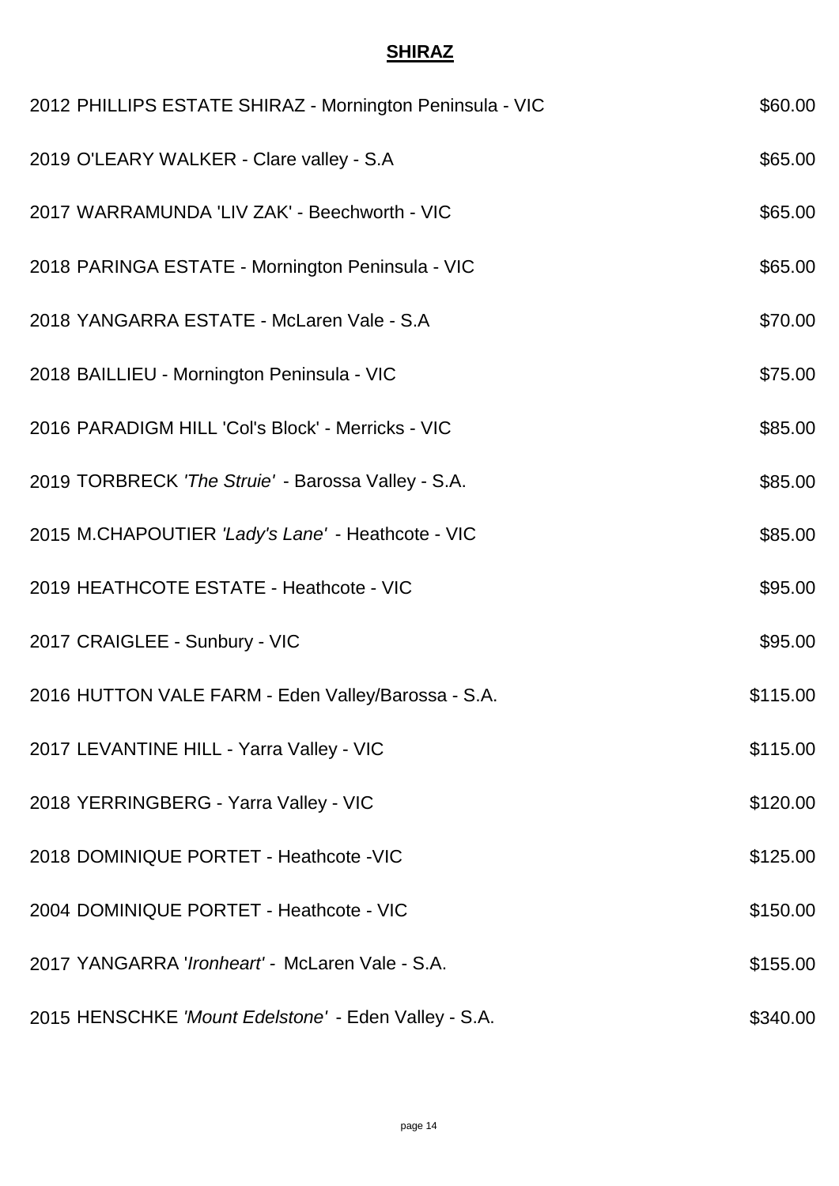## SHIRAZ

| | |
|---|---|
| 2012 PHILLIPS ESTATE SHIRAZ - Mornington Peninsula - VIC | $60.00 |
| 2019 O'LEARY WALKER - Clare valley - S.A | $65.00 |
| 2017 WARRAMUNDA 'LIV ZAK' - Beechworth - VIC | $65.00 |
| 2018 PARINGA ESTATE - Mornington Peninsula - VIC | $65.00 |
| 2018 YANGARRA ESTATE - McLaren Vale - S.A | $70.00 |
| 2018 BAILLIEU - Mornington Peninsula - VIC | $75.00 |
| 2016 PARADIGM HILL 'Col's Block' - Merricks - VIC | $85.00 |
| 2019 TORBRECK *'The Struie'* - Barossa Valley - S.A. | $85.00 |
| 2015 M.CHAPOUTIER *'Lady's Lane'* - Heathcote - VIC | $85.00 |
| 2019 HEATHCOTE ESTATE - Heathcote - VIC | $95.00 |
| 2017 CRAIGLEE - Sunbury - VIC | $95.00 |
| 2016 HUTTON VALE FARM - Eden Valley/Barossa - S.A. | $115.00 |
| 2017 LEVANTINE HILL - Yarra Valley - VIC | $115.00 |
| 2018 YERRINGBERG - Yarra Valley - VIC | $120.00 |
| 2018 DOMINIQUE PORTET - Heathcote -VIC | $125.00 |
| 2004 DOMINIQUE PORTET - Heathcote - VIC | $150.00 |
| 2017 YANGARRA '*Ironheart'* - McLaren Vale - S.A. | $155.00 |
| 2015 HENSCHKE *'Mount Edelstone'* - Eden Valley - S.A. | $340.00 |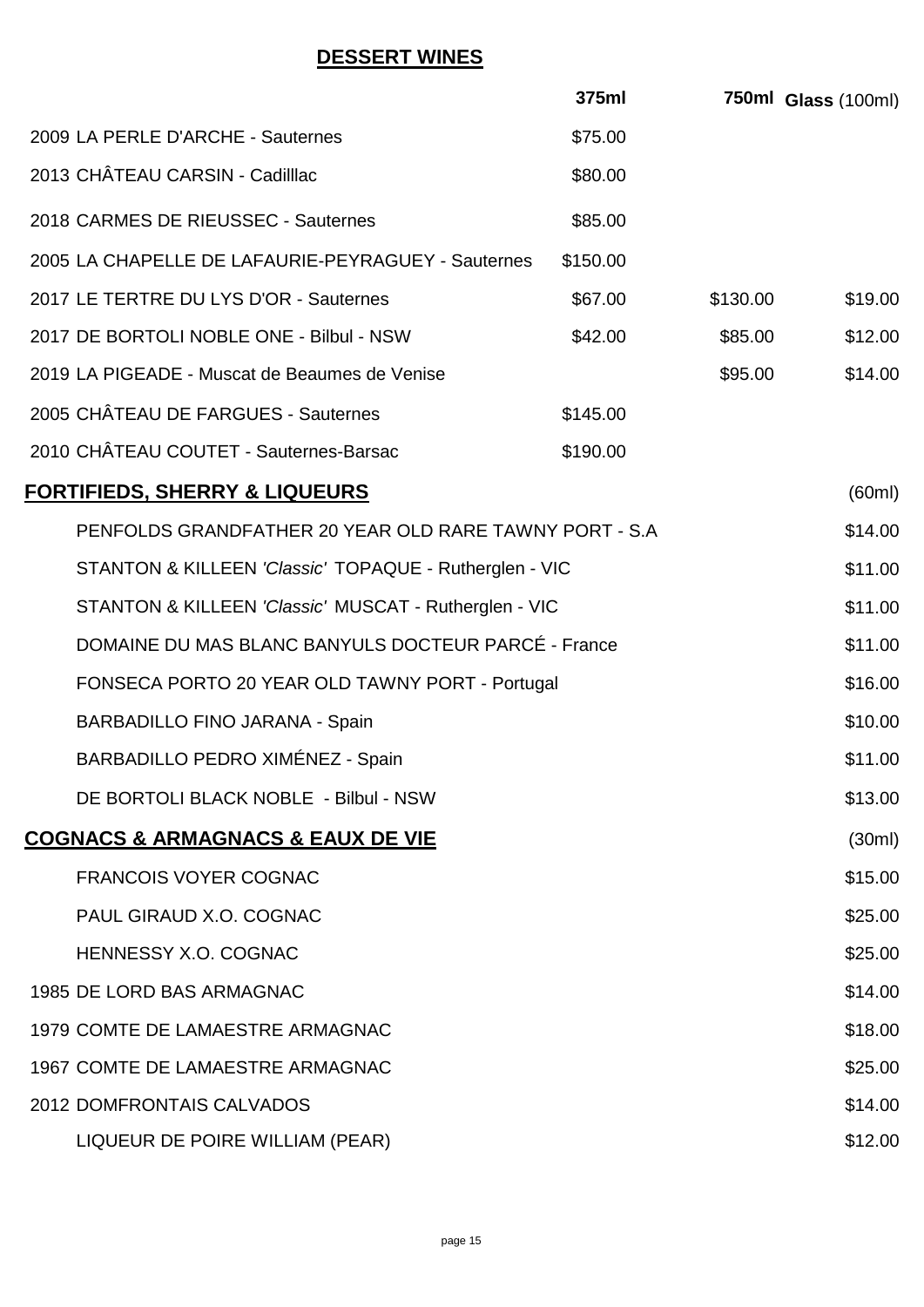## DESSERT WINES

| | 375ml | 750ml | Glass (100ml) |
|---|---|---|---|
| 2009 LA PERLE D'ARCHE - Sauternes | $75.00 | | |
| 2013 CHÂTEAU CARSIN - Cadilllac | $80.00 | | |
| 2018 CARMES DE RIEUSSEC - Sauternes | $85.00 | | |
| 2005 LA CHAPELLE DE LAFAURIE-PEYRAGUEY - Sauternes | $150.00 | | |
| 2017 LE TERTRE DU LYS D'OR - Sauternes | $67.00 | $130.00 | $19.00 |
| 2017 DE BORTOLI NOBLE ONE - Bilbul - NSW | $42.00 | $85.00 | $12.00 |
| 2019 LA PIGEADE - Muscat de Beaumes de Venise | | $95.00 | $14.00 |
| 2005 CHÂTEAU DE FARGUES - Sauternes | $145.00 | | |
| 2010 CHÂTEAU COUTET - Sauternes-Barsac | $190.00 | | |

## FORTIFIEDS, SHERRY & LIQUEURS

| | (60ml) |
|---|---|
| PENFOLDS GRANDFATHER 20 YEAR OLD RARE TAWNY PORT - S.A | $14.00 |
| STANTON & KILLEEN *'Classic'* TOPAQUE - Rutherglen - VIC | $11.00 |
| STANTON & KILLEEN *'Classic'* MUSCAT - Rutherglen - VIC | $11.00 |
| DOMAINE DU MAS BLANC BANYULS DOCTEUR PARCÉ - France | $11.00 |
| FONSECA PORTO 20 YEAR OLD TAWNY PORT - Portugal | $16.00 |
| BARBADILLO FINO JARANA - Spain | $10.00 |
| BARBADILLO PEDRO XIMÉNEZ - Spain | $11.00 |
| DE BORTOLI BLACK NOBLE - Bilbul - NSW | $13.00 |

## COGNACS & ARMAGNACS & EAUX DE VIE

| | (30ml) |
|---|---|
| FRANCOIS VOYER COGNAC | $15.00 |
| PAUL GIRAUD X.O. COGNAC | $25.00 |
| HENNESSY X.O. COGNAC | $25.00 |
| 1985 DE LORD BAS ARMAGNAC | $14.00 |
| 1979 COMTE DE LAMAESTRE ARMAGNAC | $18.00 |
| 1967 COMTE DE LAMAESTRE ARMAGNAC | $25.00 |
| 2012 DOMFRONTAIS CALVADOS | $14.00 |
| LIQUEUR DE POIRE WILLIAM (PEAR) | $12.00 |